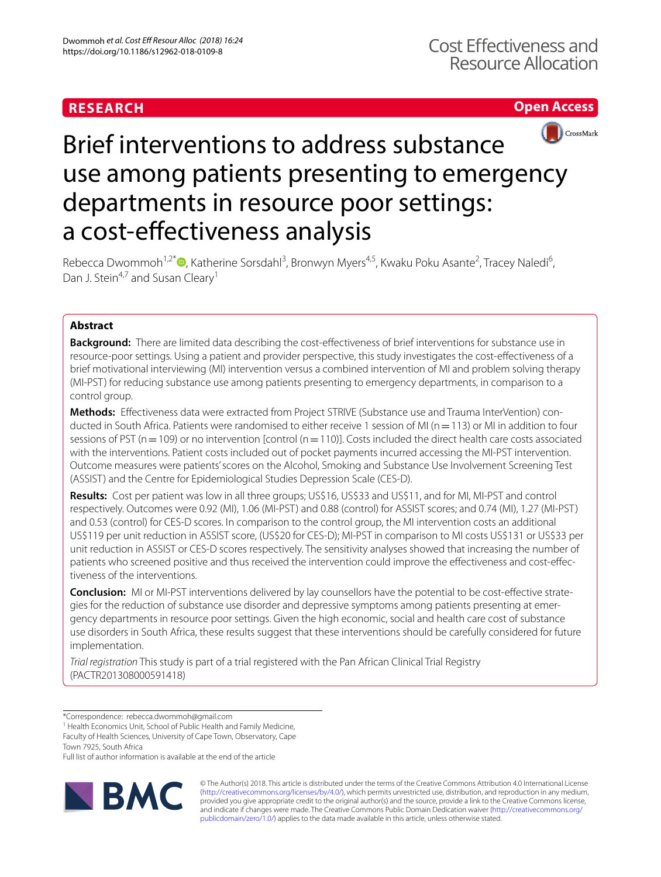RESEARCH

Open Access

# Brief interventions to address substance use among patients presenting to emergency departments in resource poor settings: a cost-effectiveness analysis

Rebecca Dwommoh[1,2*], Katherine Sorsdahl[3], Bronwyn Myers[4,5], Kwaku Poku Asante[2], Tracey Naledi[6], Dan J. Stein[4,7] and Susan Cleary[1]

## Abstract

**Background:** There are limited data describing the cost-effectiveness of brief interventions for substance use in resource-poor settings. Using a patient and provider perspective, this study investigates the cost-effectiveness of a brief motivational interviewing (MI) intervention versus a combined intervention of MI and problem solving therapy (MI-PST) for reducing substance use among patients presenting to emergency departments, in comparison to a control group.

**Methods:** Effectiveness data were extracted from Project STRIVE (Substance use and Trauma InterVention) conducted in South Africa. Patients were randomised to either receive 1 session of MI (n = 113) or MI in addition to four sessions of PST (n = 109) or no intervention [control (n = 110)]. Costs included the direct health care costs associated with the interventions. Patient costs included out of pocket payments incurred accessing the MI-PST intervention. Outcome measures were patients' scores on the Alcohol, Smoking and Substance Use Involvement Screening Test (ASSIST) and the Centre for Epidemiological Studies Depression Scale (CES-D).

**Results:** Cost per patient was low in all three groups; US$16, US$33 and US$11, and for MI, MI-PST and control respectively. Outcomes were 0.92 (MI), 1.06 (MI-PST) and 0.88 (control) for ASSIST scores; and 0.74 (MI), 1.27 (MI-PST) and 0.53 (control) for CES-D scores. In comparison to the control group, the MI intervention costs an additional US$119 per unit reduction in ASSIST score, (US$20 for CES-D); MI-PST in comparison to MI costs US$131 or US$33 per unit reduction in ASSIST or CES-D scores respectively. The sensitivity analyses showed that increasing the number of patients who screened positive and thus received the intervention could improve the effectiveness and cost-effectiveness of the interventions.

**Conclusion:** MI or MI-PST interventions delivered by lay counsellors have the potential to be cost-effective strategies for the reduction of substance use disorder and depressive symptoms among patients presenting at emergency departments in resource poor settings. Given the high economic, social and health care cost of substance use disorders in South Africa, these results suggest that these interventions should be carefully considered for future implementation.

*Trial registration* This study is part of a trial registered with the Pan African Clinical Trial Registry (PACTR201308000591418)

*Correspondence: rebecca.dwommoh@gmail.com
[1] Health Economics Unit, School of Public Health and Family Medicine, Faculty of Health Sciences, University of Cape Town, Observatory, Cape Town 7925, South Africa
Full list of author information is available at the end of the article

© The Author(s) 2018. This article is distributed under the terms of the Creative Commons Attribution 4.0 International License (http://creativecommons.org/licenses/by/4.0/), which permits unrestricted use, distribution, and reproduction in any medium, provided you give appropriate credit to the original author(s) and the source, provide a link to the Creative Commons license, and indicate if changes were made. The Creative Commons Public Domain Dedication waiver (http://creativecommons.org/publicdomain/zero/1.0/) applies to the data made available in this article, unless otherwise stated.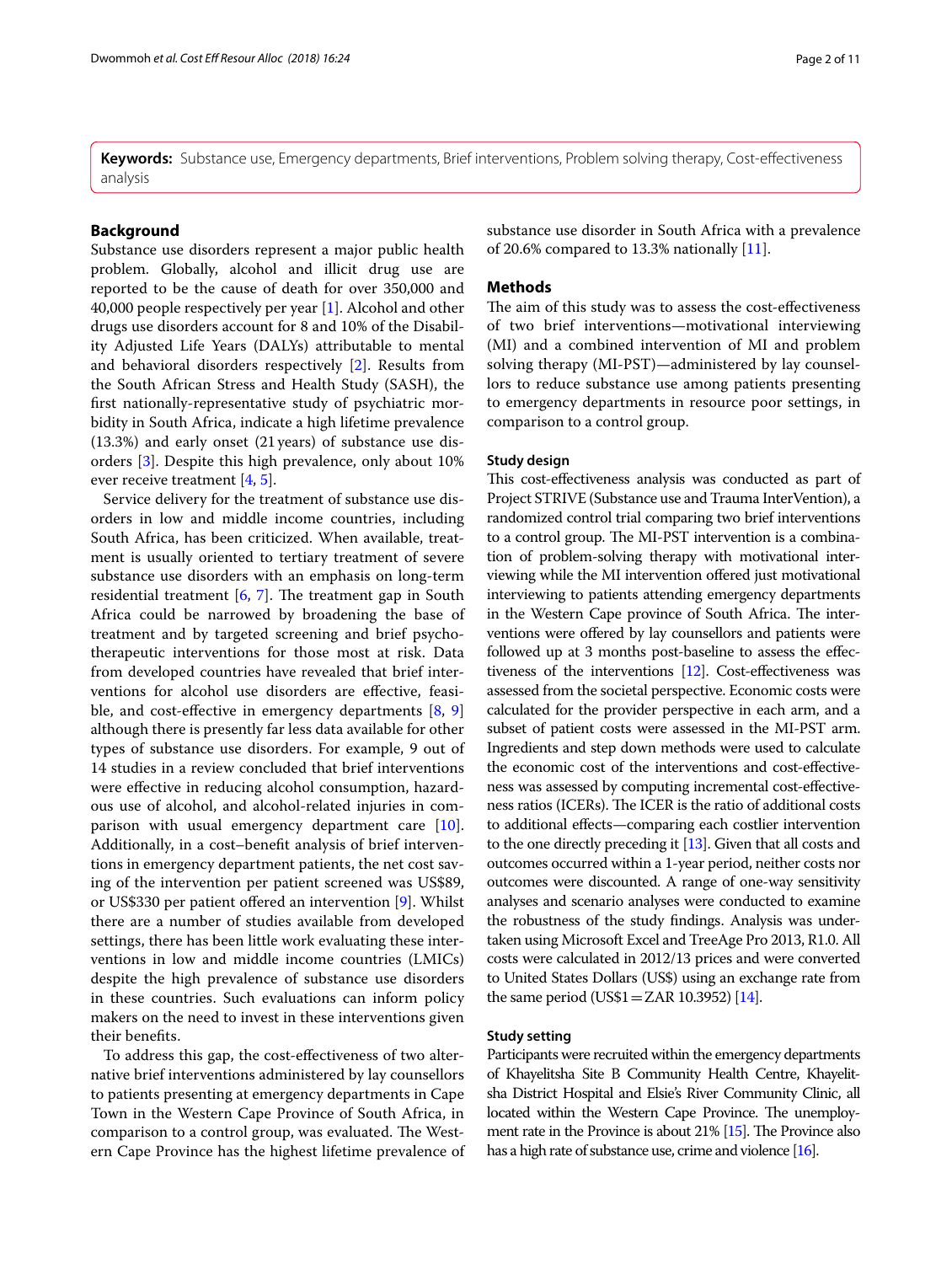**Keywords:** Substance use, Emergency departments, Brief interventions, Problem solving therapy, Cost-effectiveness analysis

## Background

Substance use disorders represent a major public health problem. Globally, alcohol and illicit drug use are reported to be the cause of death for over 350,000 and 40,000 people respectively per year [1]. Alcohol and other drugs use disorders account for 8 and 10% of the Disability Adjusted Life Years (DALYs) attributable to mental and behavioral disorders respectively [2]. Results from the South African Stress and Health Study (SASH), the first nationally-representative study of psychiatric morbidity in South Africa, indicate a high lifetime prevalence (13.3%) and early onset (21 years) of substance use disorders [3]. Despite this high prevalence, only about 10% ever receive treatment [4, 5].

Service delivery for the treatment of substance use disorders in low and middle income countries, including South Africa, has been criticized. When available, treatment is usually oriented to tertiary treatment of severe substance use disorders with an emphasis on long-term residential treatment [6, 7]. The treatment gap in South Africa could be narrowed by broadening the base of treatment and by targeted screening and brief psychotherapeutic interventions for those most at risk. Data from developed countries have revealed that brief interventions for alcohol use disorders are effective, feasible, and cost-effective in emergency departments [8, 9] although there is presently far less data available for other types of substance use disorders. For example, 9 out of 14 studies in a review concluded that brief interventions were effective in reducing alcohol consumption, hazardous use of alcohol, and alcohol-related injuries in comparison with usual emergency department care [10]. Additionally, in a cost–benefit analysis of brief interventions in emergency department patients, the net cost saving of the intervention per patient screened was US$89, or US$330 per patient offered an intervention [9]. Whilst there are a number of studies available from developed settings, there has been little work evaluating these interventions in low and middle income countries (LMICs) despite the high prevalence of substance use disorders in these countries. Such evaluations can inform policy makers on the need to invest in these interventions given their benefits.

To address this gap, the cost-effectiveness of two alternative brief interventions administered by lay counsellors to patients presenting at emergency departments in Cape Town in the Western Cape Province of South Africa, in comparison to a control group, was evaluated. The Western Cape Province has the highest lifetime prevalence of substance use disorder in South Africa with a prevalence of 20.6% compared to 13.3% nationally [11].

## Methods

The aim of this study was to assess the cost-effectiveness of two brief interventions—motivational interviewing (MI) and a combined intervention of MI and problem solving therapy (MI-PST)—administered by lay counsellors to reduce substance use among patients presenting to emergency departments in resource poor settings, in comparison to a control group.

### Study design

This cost-effectiveness analysis was conducted as part of Project STRIVE (Substance use and Trauma InterVention), a randomized control trial comparing two brief interventions to a control group. The MI-PST intervention is a combination of problem-solving therapy with motivational interviewing while the MI intervention offered just motivational interviewing to patients attending emergency departments in the Western Cape province of South Africa. The interventions were offered by lay counsellors and patients were followed up at 3 months post-baseline to assess the effectiveness of the interventions [12]. Cost-effectiveness was assessed from the societal perspective. Economic costs were calculated for the provider perspective in each arm, and a subset of patient costs were assessed in the MI-PST arm. Ingredients and step down methods were used to calculate the economic cost of the interventions and cost-effectiveness was assessed by computing incremental cost-effectiveness ratios (ICERs). The ICER is the ratio of additional costs to additional effects—comparing each costlier intervention to the one directly preceding it [13]. Given that all costs and outcomes occurred within a 1-year period, neither costs nor outcomes were discounted. A range of one-way sensitivity analyses and scenario analyses were conducted to examine the robustness of the study findings. Analysis was undertaken using Microsoft Excel and TreeAge Pro 2013, R1.0. All costs were calculated in 2012/13 prices and were converted to United States Dollars (US$) using an exchange rate from the same period (US$1 = ZAR 10.3952) [14].

### Study setting

Participants were recruited within the emergency departments of Khayelitsha Site B Community Health Centre, Khayelitsha District Hospital and Elsie's River Community Clinic, all located within the Western Cape Province. The unemployment rate in the Province is about 21% [15]. The Province also has a high rate of substance use, crime and violence [16].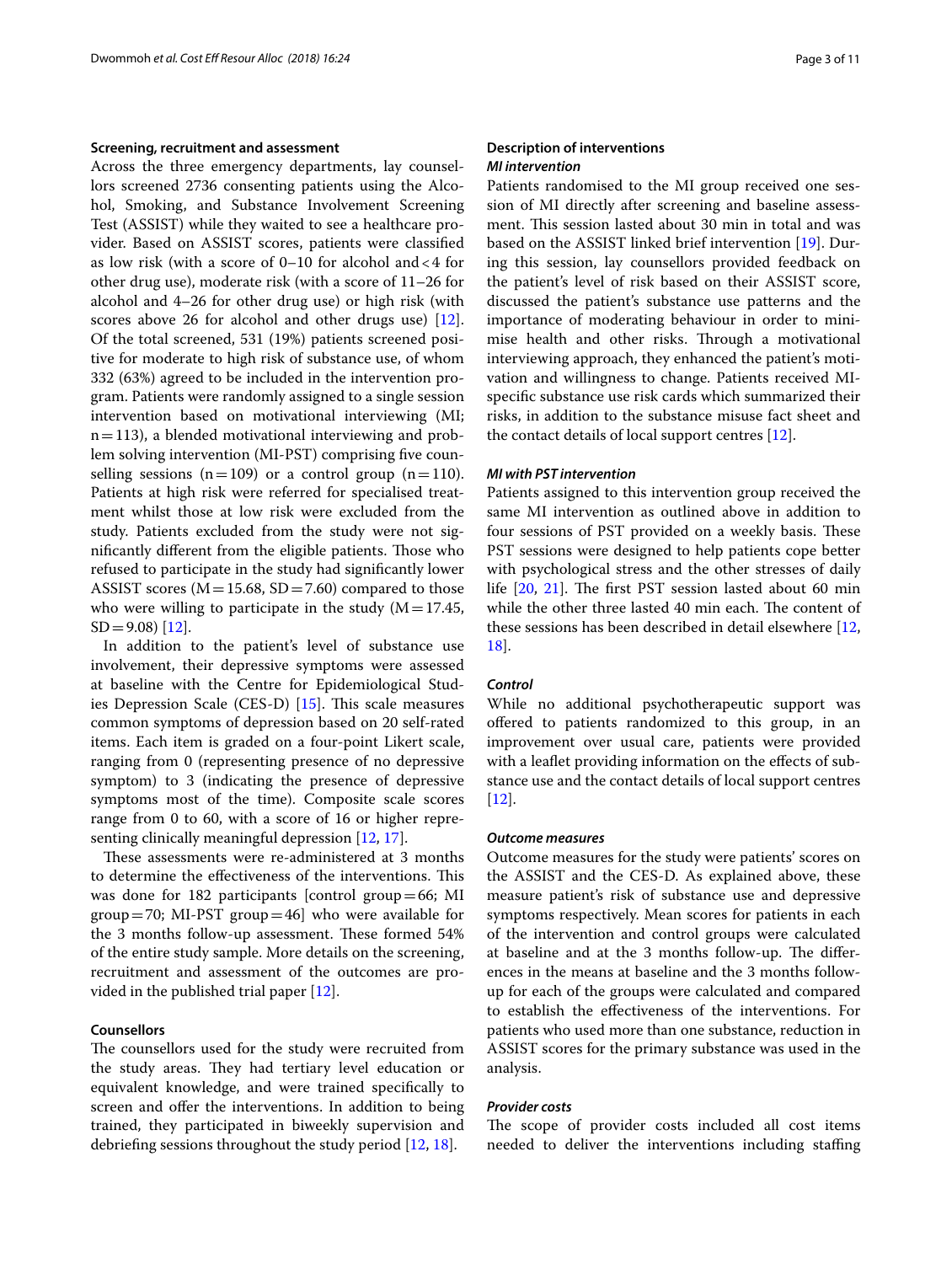### Screening, recruitment and assessment

Across the three emergency departments, lay counsellors screened 2736 consenting patients using the Alcohol, Smoking, and Substance Involvement Screening Test (ASSIST) while they waited to see a healthcare provider. Based on ASSIST scores, patients were classified as low risk (with a score of 0–10 for alcohol and < 4 for other drug use), moderate risk (with a score of 11–26 for alcohol and 4–26 for other drug use) or high risk (with scores above 26 for alcohol and other drugs use) [12]. Of the total screened, 531 (19%) patients screened positive for moderate to high risk of substance use, of whom 332 (63%) agreed to be included in the intervention program. Patients were randomly assigned to a single session intervention based on motivational interviewing (MI; n = 113), a blended motivational interviewing and problem solving intervention (MI-PST) comprising five counselling sessions (n = 109) or a control group (n = 110). Patients at high risk were referred for specialised treatment whilst those at low risk were excluded from the study. Patients excluded from the study were not significantly different from the eligible patients. Those who refused to participate in the study had significantly lower ASSIST scores (M = 15.68, SD = 7.60) compared to those who were willing to participate in the study (M = 17.45, SD = 9.08) [12].

In addition to the patient's level of substance use involvement, their depressive symptoms were assessed at baseline with the Centre for Epidemiological Studies Depression Scale (CES-D) [15]. This scale measures common symptoms of depression based on 20 self-rated items. Each item is graded on a four-point Likert scale, ranging from 0 (representing presence of no depressive symptom) to 3 (indicating the presence of depressive symptoms most of the time). Composite scale scores range from 0 to 60, with a score of 16 or higher representing clinically meaningful depression [12, 17].

These assessments were re-administered at 3 months to determine the effectiveness of the interventions. This was done for 182 participants [control group = 66; MI group = 70; MI-PST group = 46] who were available for the 3 months follow-up assessment. These formed 54% of the entire study sample. More details on the screening, recruitment and assessment of the outcomes are provided in the published trial paper [12].

### Counsellors

The counsellors used for the study were recruited from the study areas. They had tertiary level education or equivalent knowledge, and were trained specifically to screen and offer the interventions. In addition to being trained, they participated in biweekly supervision and debriefing sessions throughout the study period [12, 18].

### Description of interventions

#### *MI intervention*

Patients randomised to the MI group received one session of MI directly after screening and baseline assessment. This session lasted about 30 min in total and was based on the ASSIST linked brief intervention [19]. During this session, lay counsellors provided feedback on the patient's level of risk based on their ASSIST score, discussed the patient's substance use patterns and the importance of moderating behaviour in order to minimise health and other risks. Through a motivational interviewing approach, they enhanced the patient's motivation and willingness to change. Patients received MI-specific substance use risk cards which summarized their risks, in addition to the substance misuse fact sheet and the contact details of local support centres [12].

#### *MI with PST intervention*

Patients assigned to this intervention group received the same MI intervention as outlined above in addition to four sessions of PST provided on a weekly basis. These PST sessions were designed to help patients cope better with psychological stress and the other stresses of daily life [20, 21]. The first PST session lasted about 60 min while the other three lasted 40 min each. The content of these sessions has been described in detail elsewhere [12, 18].

#### *Control*

While no additional psychotherapeutic support was offered to patients randomized to this group, in an improvement over usual care, patients were provided with a leaflet providing information on the effects of substance use and the contact details of local support centres [12].

#### *Outcome measures*

Outcome measures for the study were patients' scores on the ASSIST and the CES-D. As explained above, these measure patient's risk of substance use and depressive symptoms respectively. Mean scores for patients in each of the intervention and control groups were calculated at baseline and at the 3 months follow-up. The differences in the means at baseline and the 3 months follow-up for each of the groups were calculated and compared to establish the effectiveness of the interventions. For patients who used more than one substance, reduction in ASSIST scores for the primary substance was used in the analysis.

#### *Provider costs*

The scope of provider costs included all cost items needed to deliver the interventions including staffing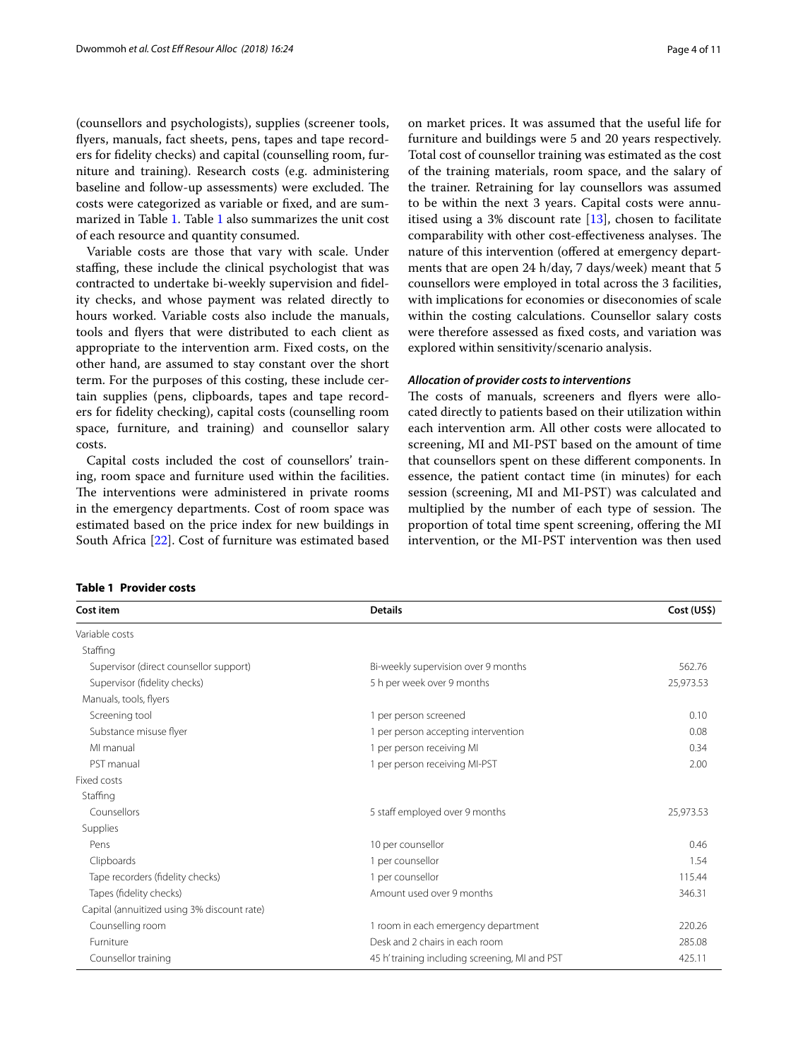(counsellors and psychologists), supplies (screener tools, flyers, manuals, fact sheets, pens, tapes and tape recorders for fidelity checks) and capital (counselling room, furniture and training). Research costs (e.g. administering baseline and follow-up assessments) were excluded. The costs were categorized as variable or fixed, and are summarized in Table 1. Table 1 also summarizes the unit cost of each resource and quantity consumed.

Variable costs are those that vary with scale. Under staffing, these include the clinical psychologist that was contracted to undertake bi-weekly supervision and fidelity checks, and whose payment was related directly to hours worked. Variable costs also include the manuals, tools and flyers that were distributed to each client as appropriate to the intervention arm. Fixed costs, on the other hand, are assumed to stay constant over the short term. For the purposes of this costing, these include certain supplies (pens, clipboards, tapes and tape recorders for fidelity checking), capital costs (counselling room space, furniture, and training) and counsellor salary costs.

Capital costs included the cost of counsellors' training, room space and furniture used within the facilities. The interventions were administered in private rooms in the emergency departments. Cost of room space was estimated based on the price index for new buildings in South Africa [22]. Cost of furniture was estimated based on market prices. It was assumed that the useful life for furniture and buildings were 5 and 20 years respectively. Total cost of counsellor training was estimated as the cost of the training materials, room space, and the salary of the trainer. Retraining for lay counsellors was assumed to be within the next 3 years. Capital costs were annuitised using a 3% discount rate [13], chosen to facilitate comparability with other cost-effectiveness analyses. The nature of this intervention (offered at emergency departments that are open 24 h/day, 7 days/week) meant that 5 counsellors were employed in total across the 3 facilities, with implications for economies or diseconomies of scale within the costing calculations. Counsellor salary costs were therefore assessed as fixed costs, and variation was explored within sensitivity/scenario analysis.

### *Allocation of provider costs to interventions*

The costs of manuals, screeners and flyers were allocated directly to patients based on their utilization within each intervention arm. All other costs were allocated to screening, MI and MI-PST based on the amount of time that counsellors spent on these different components. In essence, the patient contact time (in minutes) for each session (screening, MI and MI-PST) was calculated and multiplied by the number of each type of session. The proportion of total time spent screening, offering the MI intervention, or the MI-PST intervention was then used

**Table 1 Provider costs**

| Cost item | Details | Cost (US$) |
|---|---|---|
| Variable costs | | |
| Staffing | | |
| Supervisor (direct counsellor support) | Bi-weekly supervision over 9 months | 562.76 |
| Supervisor (fidelity checks) | 5 h per week over 9 months | 25,973.53 |
| Manuals, tools, flyers | | |
| Screening tool | 1 per person screened | 0.10 |
| Substance misuse flyer | 1 per person accepting intervention | 0.08 |
| MI manual | 1 per person receiving MI | 0.34 |
| PST manual | 1 per person receiving MI-PST | 2.00 |
| Fixed costs | | |
| Staffing | | |
| Counsellors | 5 staff employed over 9 months | 25,973.53 |
| Supplies | | |
| Pens | 10 per counsellor | 0.46 |
| Clipboards | 1 per counsellor | 1.54 |
| Tape recorders (fidelity checks) | 1 per counsellor | 115.44 |
| Tapes (fidelity checks) | Amount used over 9 months | 346.31 |
| Capital (annuitized using 3% discount rate) | | |
| Counselling room | 1 room in each emergency department | 220.26 |
| Furniture | Desk and 2 chairs in each room | 285.08 |
| Counsellor training | 45 h' training including screening, MI and PST | 425.11 |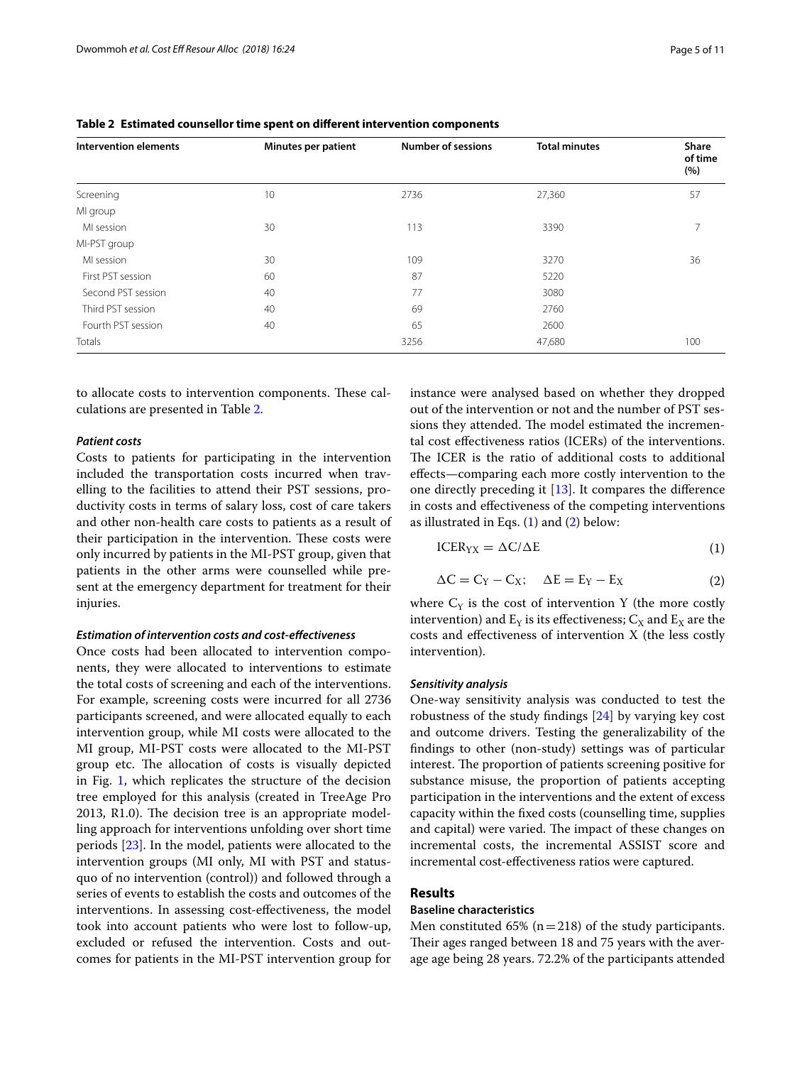**Table 2 Estimated counsellor time spent on different intervention components**

| Intervention elements | Minutes per patient | Number of sessions | Total minutes | Share of time (%) |
|---|---|---|---|---|
| Screening | 10 | 2736 | 27,360 | 57 |
| MI group | | | | |
| MI session | 30 | 113 | 3390 | 7 |
| MI-PST group | | | | |
| MI session | 30 | 109 | 3270 | 36 |
| First PST session | 60 | 87 | 5220 | |
| Second PST session | 40 | 77 | 3080 | |
| Third PST session | 40 | 69 | 2760 | |
| Fourth PST session | 40 | 65 | 2600 | |
| Totals | | 3256 | 47,680 | 100 |

to allocate costs to intervention components. These calculations are presented in Table 2.

#### *Patient costs*

Costs to patients for participating in the intervention included the transportation costs incurred when travelling to the facilities to attend their PST sessions, productivity costs in terms of salary loss, cost of care takers and other non-health care costs to patients as a result of their participation in the intervention. These costs were only incurred by patients in the MI-PST group, given that patients in the other arms were counselled while present at the emergency department for treatment for their injuries.

#### *Estimation of intervention costs and cost-effectiveness*

Once costs had been allocated to intervention components, they were allocated to interventions to estimate the total costs of screening and each of the interventions. For example, screening costs were incurred for all 2736 participants screened, and were allocated equally to each intervention group, while MI costs were allocated to the MI group, MI-PST costs were allocated to the MI-PST group etc. The allocation of costs is visually depicted in Fig. 1, which replicates the structure of the decision tree employed for this analysis (created in TreeAge Pro 2013, R1.0). The decision tree is an appropriate modelling approach for interventions unfolding over short time periods [23]. In the model, patients were allocated to the intervention groups (MI only, MI with PST and status-quo of no intervention (control)) and followed through a series of events to establish the costs and outcomes of the interventions. In assessing cost-effectiveness, the model took into account patients who were lost to follow-up, excluded or refused the intervention. Costs and outcomes for patients in the MI-PST intervention group for instance were analysed based on whether they dropped out of the intervention or not and the number of PST sessions they attended. The model estimated the incremental cost effectiveness ratios (ICERs) of the interventions. The ICER is the ratio of additional costs to additional effects—comparing each more costly intervention to the one directly preceding it [13]. It compares the difference in costs and effectiveness of the competing interventions as illustrated in Eqs. (1) and (2) below:

$$\mathrm{ICER}_{\mathrm{YX}} = \Delta \mathrm{C}/\Delta \mathrm{E} \tag{1}$$

$$\Delta \mathrm{C} = \mathrm{C}_{\mathrm{Y}} - \mathrm{C}_{\mathrm{X}}; \quad \Delta \mathrm{E} = \mathrm{E}_{\mathrm{Y}} - \mathrm{E}_{\mathrm{X}} \tag{2}$$

where $C_Y$ is the cost of intervention Y (the more costly intervention) and $E_Y$ is its effectiveness; $C_X$ and $E_X$ are the costs and effectiveness of intervention X (the less costly intervention).

#### *Sensitivity analysis*

One-way sensitivity analysis was conducted to test the robustness of the study findings [24] by varying key cost and outcome drivers. Testing the generalizability of the findings to other (non-study) settings was of particular interest. The proportion of patients screening positive for substance misuse, the proportion of patients accepting participation in the interventions and the extent of excess capacity within the fixed costs (counselling time, supplies and capital) were varied. The impact of these changes on incremental costs, the incremental ASSIST score and incremental cost-effectiveness ratios were captured.

## Results

### Baseline characteristics

Men constituted 65% (n = 218) of the study participants. Their ages ranged between 18 and 75 years with the average age being 28 years. 72.2% of the participants attended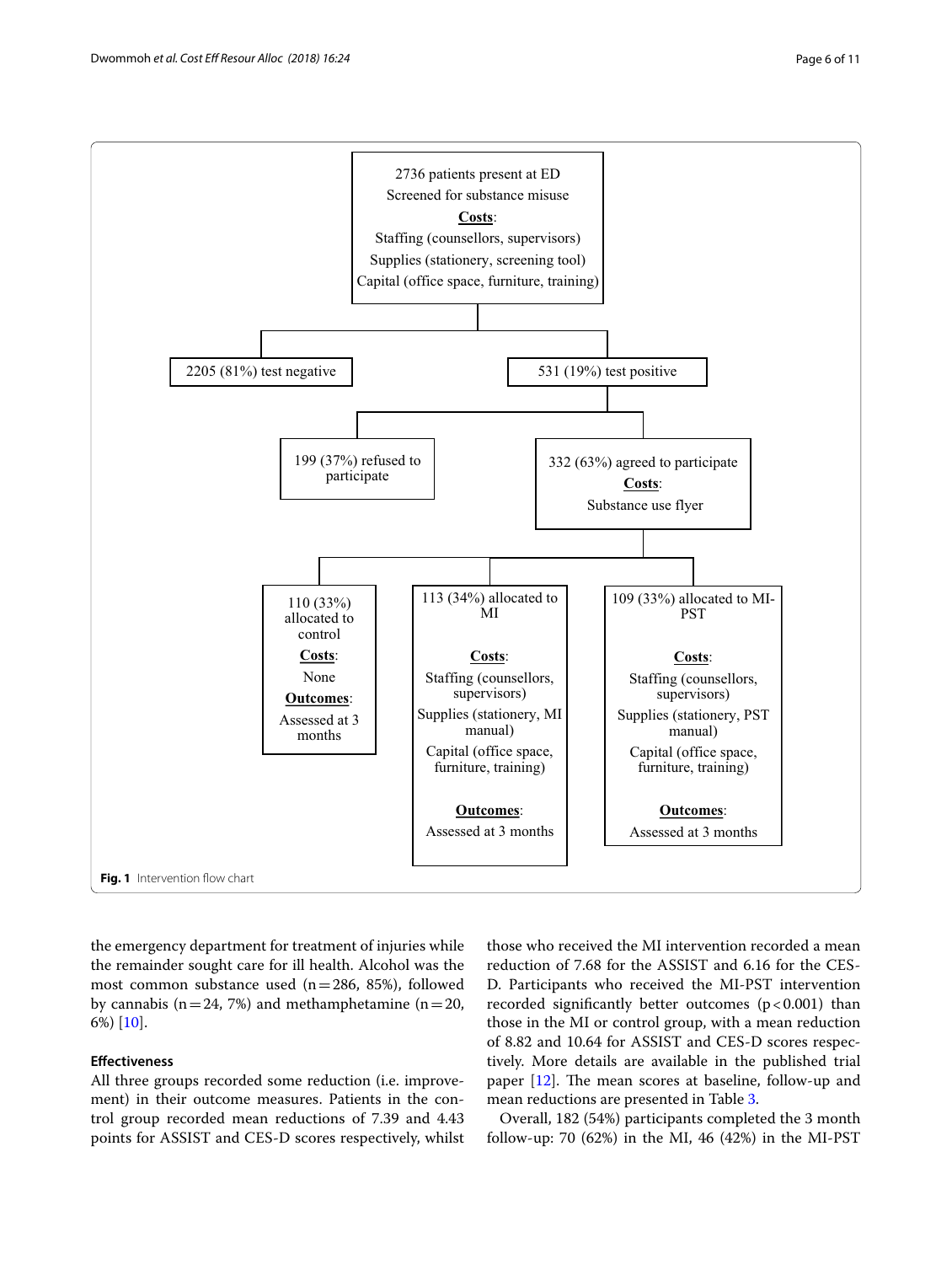2736 patients present at ED
Screened for substance misuse
**Costs**:
Staffing (counsellors, supervisors)
Supplies (stationery, screening tool)
Capital (office space, furniture, training)

2205 (81%) test negative

531 (19%) test positive

199 (37%) refused to participate

332 (63%) agreed to participate
**Costs**:
Substance use flyer

110 (33%) allocated to control
**Costs**:
None
**Outcomes**:
Assessed at 3 months

113 (34%) allocated to MI
**Costs**:
Staffing (counsellors, supervisors)
Supplies (stationery, MI manual)
Capital (office space, furniture, training)
**Outcomes**:
Assessed at 3 months

109 (33%) allocated to MI-PST
**Costs**:
Staffing (counsellors, supervisors)
Supplies (stationery, PST manual)
Capital (office space, furniture, training)
**Outcomes**:
Assessed at 3 months

**Fig. 1** Intervention flow chart

the emergency department for treatment of injuries while the remainder sought care for ill health. Alcohol was the most common substance used (n = 286, 85%), followed by cannabis (n = 24, 7%) and methamphetamine (n = 20, 6%) [10].

### Effectiveness

All three groups recorded some reduction (i.e. improvement) in their outcome measures. Patients in the control group recorded mean reductions of 7.39 and 4.43 points for ASSIST and CES-D scores respectively, whilst those who received the MI intervention recorded a mean reduction of 7.68 for the ASSIST and 6.16 for the CES-D. Participants who received the MI-PST intervention recorded significantly better outcomes ($p < 0.001$) than those in the MI or control group, with a mean reduction of 8.82 and 10.64 for ASSIST and CES-D scores respectively. More details are available in the published trial paper [12]. The mean scores at baseline, follow-up and mean reductions are presented in Table 3.

Overall, 182 (54%) participants completed the 3 month follow-up: 70 (62%) in the MI, 46 (42%) in the MI-PST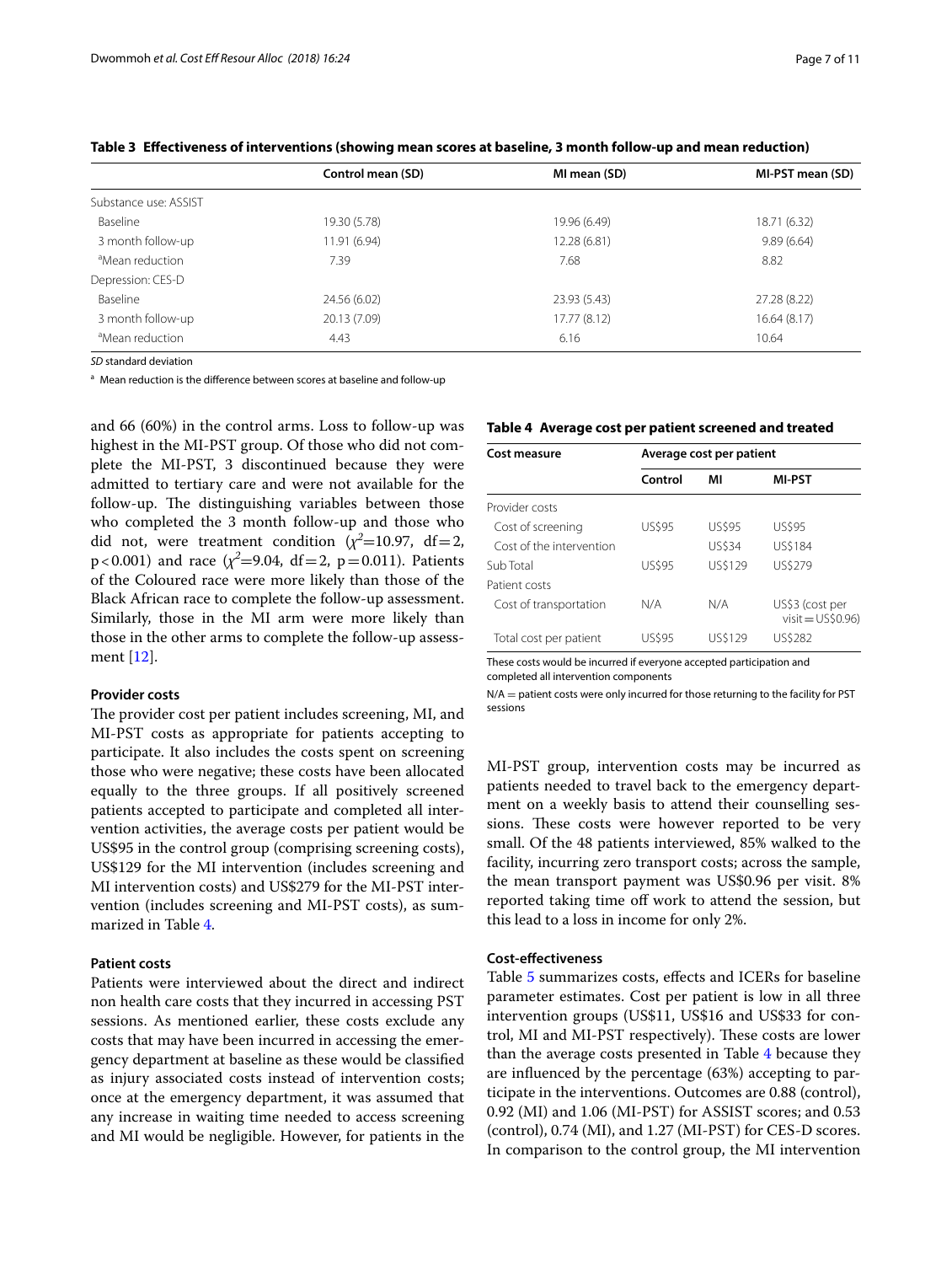**Table 3 Effectiveness of interventions (showing mean scores at baseline, 3 month follow-up and mean reduction)**

| | Control mean (SD) | MI mean (SD) | MI-PST mean (SD) |
|---|---|---|---|
| Substance use: ASSIST | | | |
| Baseline | 19.30 (5.78) | 19.96 (6.49) | 18.71 (6.32) |
| 3 month follow-up | 11.91 (6.94) | 12.28 (6.81) | 9.89 (6.64) |
| [a]Mean reduction | 7.39 | 7.68 | 8.82 |
| Depression: CES-D | | | |
| Baseline | 24.56 (6.02) | 23.93 (5.43) | 27.28 (8.22) |
| 3 month follow-up | 20.13 (7.09) | 17.77 (8.12) | 16.64 (8.17) |
| [a]Mean reduction | 4.43 | 6.16 | 10.64 |

*SD* standard deviation

[a] Mean reduction is the difference between scores at baseline and follow-up

and 66 (60%) in the control arms. Loss to follow-up was highest in the MI-PST group. Of those who did not complete the MI-PST, 3 discontinued because they were admitted to tertiary care and were not available for the follow-up. The distinguishing variables between those who completed the 3 month follow-up and those who did not, were treatment condition ($\chi^2$=10.97, df=2, p<0.001) and race ($\chi^2$=9.04, df=2, p=0.011). Patients of the Coloured race were more likely than those of the Black African race to complete the follow-up assessment. Similarly, those in the MI arm were more likely than those in the other arms to complete the follow-up assessment [12].

### Provider costs

The provider cost per patient includes screening, MI, and MI-PST costs as appropriate for patients accepting to participate. It also includes the costs spent on screening those who were negative; these costs have been allocated equally to the three groups. If all positively screened patients accepted to participate and completed all intervention activities, the average costs per patient would be US$95 in the control group (comprising screening costs), US$129 for the MI intervention (includes screening and MI intervention costs) and US$279 for the MI-PST intervention (includes screening and MI-PST costs), as summarized in Table 4.

### Patient costs

Patients were interviewed about the direct and indirect non health care costs that they incurred in accessing PST sessions. As mentioned earlier, these costs exclude any costs that may have been incurred in accessing the emergency department at baseline as these would be classified as injury associated costs instead of intervention costs; once at the emergency department, it was assumed that any increase in waiting time needed to access screening and MI would be negligible. However, for patients in the MI-PST group, intervention costs may be incurred as patients needed to travel back to the emergency department on a weekly basis to attend their counselling sessions. These costs were however reported to be very small. Of the 48 patients interviewed, 85% walked to the facility, incurring zero transport costs; across the sample, the mean transport payment was US$0.96 per visit. 8% reported taking time off work to attend the session, but this lead to a loss in income for only 2%.

**Table 4 Average cost per patient screened and treated**

| Cost measure | Average cost per patient | | |
|---|---|---|---|
| | Control | MI | MI-PST |
| Provider costs | | | |
| Cost of screening | US$95 | US$95 | US$95 |
| Cost of the intervention | | US$34 | US$184 |
| Sub Total | US$95 | US$129 | US$279 |
| Patient costs | | | |
| Cost of transportation | N/A | N/A | US$3 (cost per visit = US$0.96) |
| Total cost per patient | US$95 | US$129 | US$282 |

These costs would be incurred if everyone accepted participation and completed all intervention components

N/A = patient costs were only incurred for those returning to the facility for PST sessions

### Cost-effectiveness

Table 5 summarizes costs, effects and ICERs for baseline parameter estimates. Cost per patient is low in all three intervention groups (US$11, US$16 and US$33 for control, MI and MI-PST respectively). These costs are lower than the average costs presented in Table 4 because they are influenced by the percentage (63%) accepting to participate in the interventions. Outcomes are 0.88 (control), 0.92 (MI) and 1.06 (MI-PST) for ASSIST scores; and 0.53 (control), 0.74 (MI), and 1.27 (MI-PST) for CES-D scores. In comparison to the control group, the MI intervention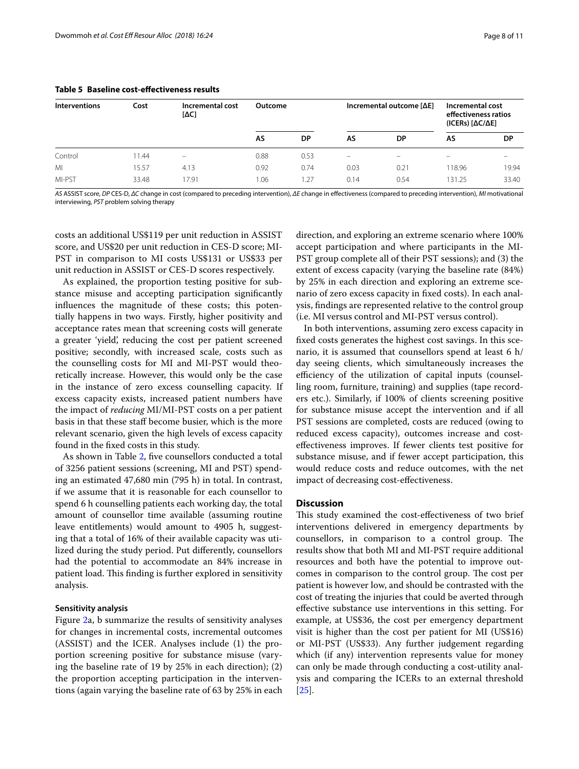**Table 5 Baseline cost-effectiveness results**

| Interventions | Cost | Incremental cost [ΔC] | Outcome | | Incremental outcome [ΔE] | | Incremental cost effectiveness ratios (ICERs) [ΔC/ΔE] | |
|---|---|---|---|---|---|---|---|---|
| | | | AS | DP | AS | DP | AS | DP |
| Control | 11.44 | – | 0.88 | 0.53 | – | – | – | – |
| MI | 15.57 | 4.13 | 0.92 | 0.74 | 0.03 | 0.21 | 118.96 | 19.94 |
| MI-PST | 33.48 | 17.91 | 1.06 | 1.27 | 0.14 | 0.54 | 131.25 | 33.40 |

*AS* ASSIST score, *DP* CES-D, *ΔC* change in cost (compared to preceding intervention), *ΔE* change in effectiveness (compared to preceding intervention), *MI* motivational interviewing, *PST* problem solving therapy

costs an additional US$119 per unit reduction in ASSIST score, and US$20 per unit reduction in CES-D score; MI-PST in comparison to MI costs US$131 or US$33 per unit reduction in ASSIST or CES-D scores respectively.

As explained, the proportion testing positive for substance misuse and accepting participation significantly influences the magnitude of these costs; this potentially happens in two ways. Firstly, higher positivity and acceptance rates mean that screening costs will generate a greater 'yield', reducing the cost per patient screened positive; secondly, with increased scale, costs such as the counselling costs for MI and MI-PST would theoretically increase. However, this would only be the case in the instance of zero excess counselling capacity. If excess capacity exists, increased patient numbers have the impact of *reducing* MI/MI-PST costs on a per patient basis in that these staff become busier, which is the more relevant scenario, given the high levels of excess capacity found in the fixed costs in this study.

As shown in Table 2, five counsellors conducted a total of 3256 patient sessions (screening, MI and PST) spending an estimated 47,680 min (795 h) in total. In contrast, if we assume that it is reasonable for each counsellor to spend 6 h counselling patients each working day, the total amount of counsellor time available (assuming routine leave entitlements) would amount to 4905 h, suggesting that a total of 16% of their available capacity was utilized during the study period. Put differently, counsellors had the potential to accommodate an 84% increase in patient load. This finding is further explored in sensitivity analysis.

#### Sensitivity analysis

Figure 2a, b summarize the results of sensitivity analyses for changes in incremental costs, incremental outcomes (ASSIST) and the ICER. Analyses include (1) the proportion screening positive for substance misuse (varying the baseline rate of 19 by 25% in each direction); (2) the proportion accepting participation in the interventions (again varying the baseline rate of 63 by 25% in each direction, and exploring an extreme scenario where 100% accept participation and where participants in the MI-PST group complete all of their PST sessions); and (3) the extent of excess capacity (varying the baseline rate (84%) by 25% in each direction and exploring an extreme scenario of zero excess capacity in fixed costs). In each analysis, findings are represented relative to the control group (i.e. MI versus control and MI-PST versus control).

In both interventions, assuming zero excess capacity in fixed costs generates the highest cost savings. In this scenario, it is assumed that counsellors spend at least 6 h/day seeing clients, which simultaneously increases the efficiency of the utilization of capital inputs (counselling room, furniture, training) and supplies (tape recorders etc.). Similarly, if 100% of clients screening positive for substance misuse accept the intervention and if all PST sessions are completed, costs are reduced (owing to reduced excess capacity), outcomes increase and cost-effectiveness improves. If fewer clients test positive for substance misuse, and if fewer accept participation, this would reduce costs and reduce outcomes, with the net impact of decreasing cost-effectiveness.

## Discussion

This study examined the cost-effectiveness of two brief interventions delivered in emergency departments by counsellors, in comparison to a control group. The results show that both MI and MI-PST require additional resources and both have the potential to improve outcomes in comparison to the control group. The cost per patient is however low, and should be contrasted with the cost of treating the injuries that could be averted through effective substance use interventions in this setting. For example, at US$36, the cost per emergency department visit is higher than the cost per patient for MI (US$16) or MI-PST (US$33). Any further judgement regarding which (if any) intervention represents value for money can only be made through conducting a cost-utility analysis and comparing the ICERs to an external threshold [25].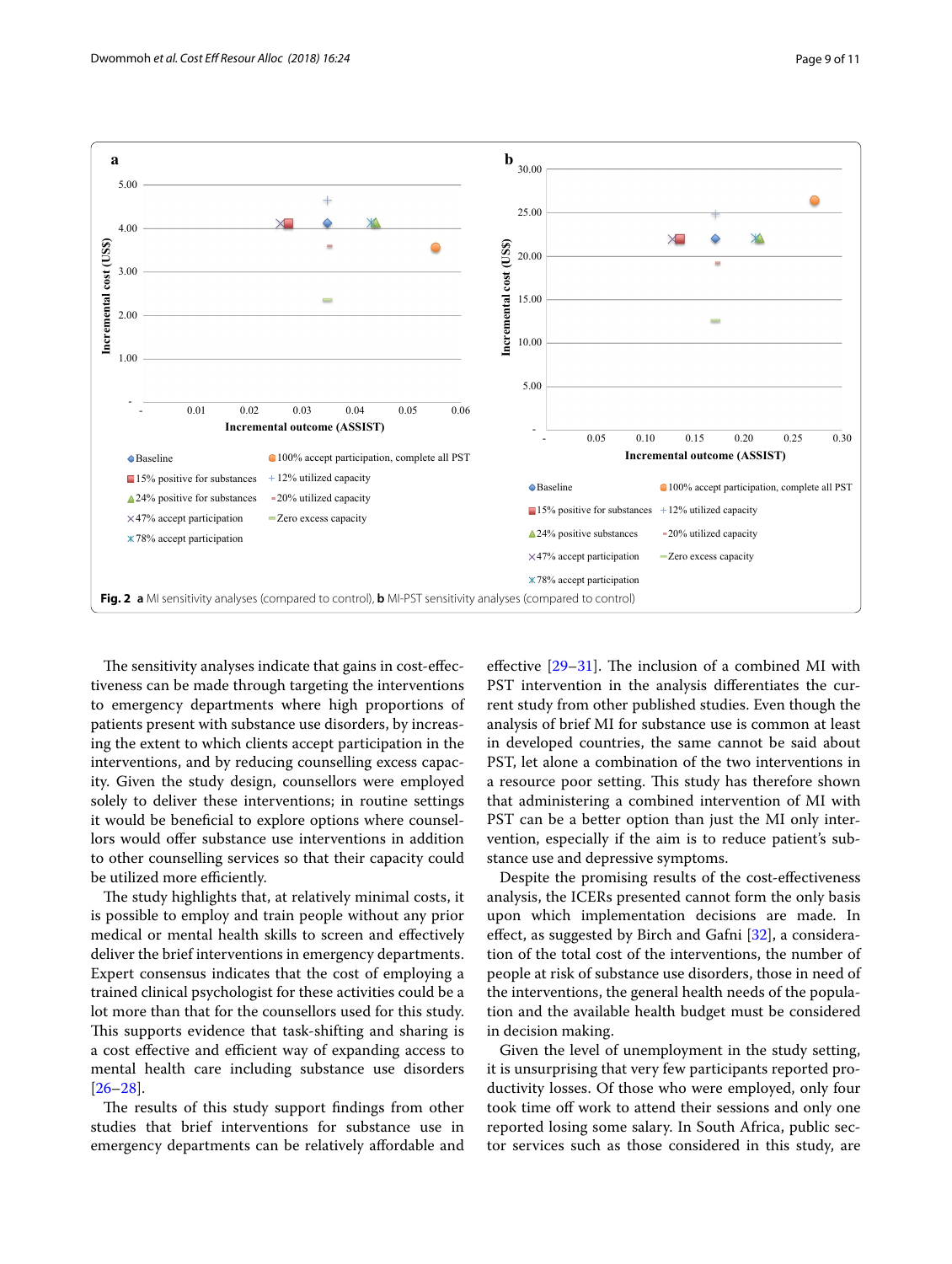**Fig. 2** **a** MI sensitivity analyses (compared to control), **b** MI-PST sensitivity analyses (compared to control)

The sensitivity analyses indicate that gains in cost-effectiveness can be made through targeting the interventions to emergency departments where high proportions of patients present with substance use disorders, by increasing the extent to which clients accept participation in the interventions, and by reducing counselling excess capacity. Given the study design, counsellors were employed solely to deliver these interventions; in routine settings it would be beneficial to explore options where counsellors would offer substance use interventions in addition to other counselling services so that their capacity could be utilized more efficiently.

The study highlights that, at relatively minimal costs, it is possible to employ and train people without any prior medical or mental health skills to screen and effectively deliver the brief interventions in emergency departments. Expert consensus indicates that the cost of employing a trained clinical psychologist for these activities could be a lot more than that for the counsellors used for this study. This supports evidence that task-shifting and sharing is a cost effective and efficient way of expanding access to mental health care including substance use disorders [26–28].

The results of this study support findings from other studies that brief interventions for substance use in emergency departments can be relatively affordable and effective [29–31]. The inclusion of a combined MI with PST intervention in the analysis differentiates the current study from other published studies. Even though the analysis of brief MI for substance use is common at least in developed countries, the same cannot be said about PST, let alone a combination of the two interventions in a resource poor setting. This study has therefore shown that administering a combined intervention of MI with PST can be a better option than just the MI only intervention, especially if the aim is to reduce patient's substance use and depressive symptoms.

Despite the promising results of the cost-effectiveness analysis, the ICERs presented cannot form the only basis upon which implementation decisions are made. In effect, as suggested by Birch and Gafni [32], a consideration of the total cost of the interventions, the number of people at risk of substance use disorders, those in need of the interventions, the general health needs of the population and the available health budget must be considered in decision making.

Given the level of unemployment in the study setting, it is unsurprising that very few participants reported productivity losses. Of those who were employed, only four took time off work to attend their sessions and only one reported losing some salary. In South Africa, public sector services such as those considered in this study, are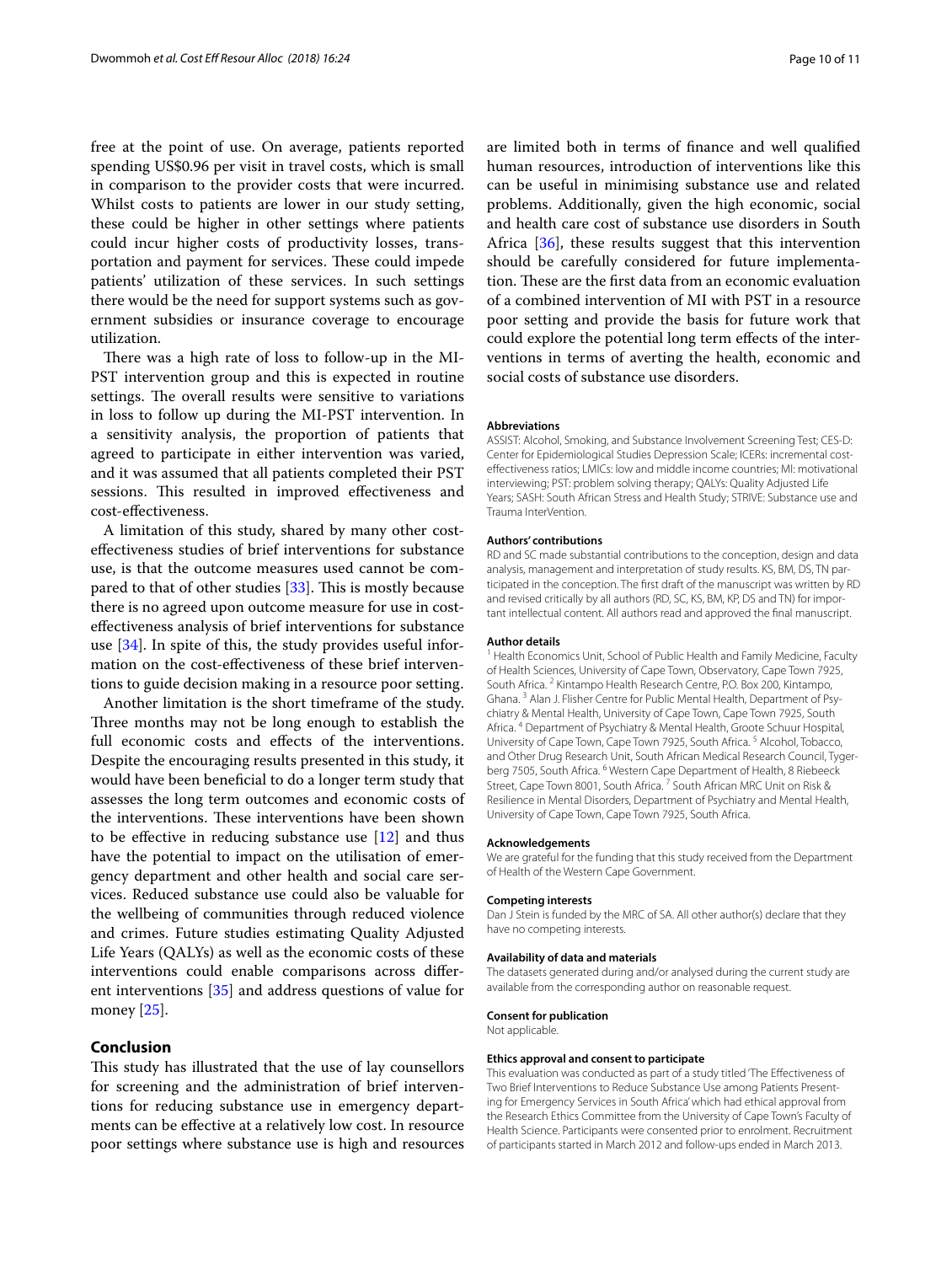free at the point of use. On average, patients reported spending US$0.96 per visit in travel costs, which is small in comparison to the provider costs that were incurred. Whilst costs to patients are lower in our study setting, these could be higher in other settings where patients could incur higher costs of productivity losses, transportation and payment for services. These could impede patients' utilization of these services. In such settings there would be the need for support systems such as government subsidies or insurance coverage to encourage utilization.

There was a high rate of loss to follow-up in the MI-PST intervention group and this is expected in routine settings. The overall results were sensitive to variations in loss to follow up during the MI-PST intervention. In a sensitivity analysis, the proportion of patients that agreed to participate in either intervention was varied, and it was assumed that all patients completed their PST sessions. This resulted in improved effectiveness and cost-effectiveness.

A limitation of this study, shared by many other cost-effectiveness studies of brief interventions for substance use, is that the outcome measures used cannot be compared to that of other studies [33]. This is mostly because there is no agreed upon outcome measure for use in cost-effectiveness analysis of brief interventions for substance use [34]. In spite of this, the study provides useful information on the cost-effectiveness of these brief interventions to guide decision making in a resource poor setting.

Another limitation is the short timeframe of the study. Three months may not be long enough to establish the full economic costs and effects of the interventions. Despite the encouraging results presented in this study, it would have been beneficial to do a longer term study that assesses the long term outcomes and economic costs of the interventions. These interventions have been shown to be effective in reducing substance use [12] and thus have the potential to impact on the utilisation of emergency department and other health and social care services. Reduced substance use could also be valuable for the wellbeing of communities through reduced violence and crimes. Future studies estimating Quality Adjusted Life Years (QALYs) as well as the economic costs of these interventions could enable comparisons across different interventions [35] and address questions of value for money [25].

## Conclusion

This study has illustrated that the use of lay counsellors for screening and the administration of brief interventions for reducing substance use in emergency departments can be effective at a relatively low cost. In resource poor settings where substance use is high and resources are limited both in terms of finance and well qualified human resources, introduction of interventions like this can be useful in minimising substance use and related problems. Additionally, given the high economic, social and health care cost of substance use disorders in South Africa [36], these results suggest that this intervention should be carefully considered for future implementation. These are the first data from an economic evaluation of a combined intervention of MI with PST in a resource poor setting and provide the basis for future work that could explore the potential long term effects of the interventions in terms of averting the health, economic and social costs of substance use disorders.

#### Abbreviations

ASSIST: Alcohol, Smoking, and Substance Involvement Screening Test; CES-D: Center for Epidemiological Studies Depression Scale; ICERs: incremental cost-effectiveness ratios; LMICs: low and middle income countries; MI: motivational interviewing; PST: problem solving therapy; QALYs: Quality Adjusted Life Years; SASH: South African Stress and Health Study; STRIVE: Substance use and Trauma InterVention.

#### Authors' contributions

RD and SC made substantial contributions to the conception, design and data analysis, management and interpretation of study results. KS, BM, DS, TN participated in the conception. The first draft of the manuscript was written by RD and revised critically by all authors (RD, SC, KS, BM, KP, DS and TN) for important intellectual content. All authors read and approved the final manuscript.

#### Author details

[1] Health Economics Unit, School of Public Health and Family Medicine, Faculty of Health Sciences, University of Cape Town, Observatory, Cape Town 7925, South Africa. [2] Kintampo Health Research Centre, P.O. Box 200, Kintampo, Ghana. [3] Alan J. Flisher Centre for Public Mental Health, Department of Psychiatry & Mental Health, University of Cape Town, Cape Town 7925, South Africa. [4] Department of Psychiatry & Mental Health, Groote Schuur Hospital, University of Cape Town, Cape Town 7925, South Africa. [5] Alcohol, Tobacco, and Other Drug Research Unit, South African Medical Research Council, Tygerberg 7505, South Africa. [6] Western Cape Department of Health, 8 Riebeeck Street, Cape Town 8001, South Africa. [7] South African MRC Unit on Risk & Resilience in Mental Disorders, Department of Psychiatry and Mental Health, University of Cape Town, Cape Town 7925, South Africa.

#### Acknowledgements

We are grateful for the funding that this study received from the Department of Health of the Western Cape Government.

#### Competing interests

Dan J Stein is funded by the MRC of SA. All other author(s) declare that they have no competing interests.

#### Availability of data and materials

The datasets generated during and/or analysed during the current study are available from the corresponding author on reasonable request.

#### Consent for publication

Not applicable.

#### Ethics approval and consent to participate

This evaluation was conducted as part of a study titled 'The Effectiveness of Two Brief Interventions to Reduce Substance Use among Patients Presenting for Emergency Services in South Africa' which had ethical approval from the Research Ethics Committee from the University of Cape Town's Faculty of Health Science. Participants were consented prior to enrolment. Recruitment of participants started in March 2012 and follow-ups ended in March 2013.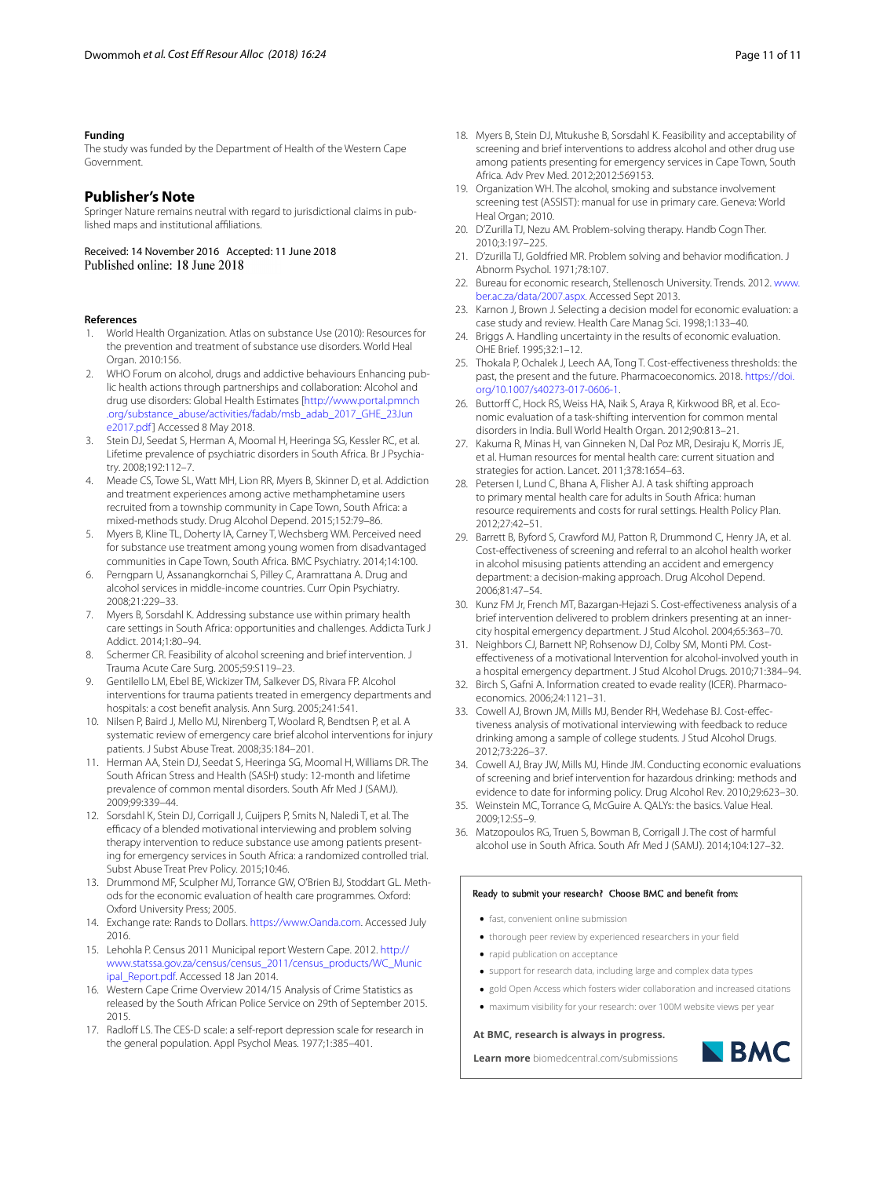**Funding**

The study was funded by the Department of Health of the Western Cape Government.

## Publisher's Note

Springer Nature remains neutral with regard to jurisdictional claims in published maps and institutional affiliations.

Received: 14 November 2016 Accepted: 11 June 2018
Published online: 18 June 2018

**References**

1. World Health Organization. Atlas on substance Use (2010): Resources for the prevention and treatment of substance use disorders. World Heal Organ. 2010:156.
2. WHO Forum on alcohol, drugs and addictive behaviours Enhancing public health actions through partnerships and collaboration: Alcohol and drug use disorders: Global Health Estimates [http://www.portal.pmnch.org/substance_abuse/activities/fadab/msb_adab_2017_GHE_23June2017.pdf] Accessed 8 May 2018.
3. Stein DJ, Seedat S, Herman A, Moomal H, Heeringa SG, Kessler RC, et al. Lifetime prevalence of psychiatric disorders in South Africa. Br J Psychiatry. 2008;192:112–7.
4. Meade CS, Towe SL, Watt MH, Lion RR, Myers B, Skinner D, et al. Addiction and treatment experiences among active methamphetamine users recruited from a township community in Cape Town, South Africa: a mixed-methods study. Drug Alcohol Depend. 2015;152:79–86.
5. Myers B, Kline TL, Doherty IA, Carney T, Wechsberg WM. Perceived need for substance use treatment among young women from disadvantaged communities in Cape Town, South Africa. BMC Psychiatry. 2014;14:100.
6. Perngparn U, Assanangkornchai S, Pilley C, Aramrattana A. Drug and alcohol services in middle-income countries. Curr Opin Psychiatry. 2008;21:229–33.
7. Myers B, Sorsdahl K. Addressing substance use within primary health care settings in South Africa: opportunities and challenges. Addicta Turk J Addict. 2014;1:80–94.
8. Schermer CR. Feasibility of alcohol screening and brief intervention. J Trauma Acute Care Surg. 2005;59:S119–23.
9. Gentilello LM, Ebel BE, Wickizer TM, Salkever DS, Rivara FP. Alcohol interventions for trauma patients treated in emergency departments and hospitals: a cost benefit analysis. Ann Surg. 2005;241:541.
10. Nilsen P, Baird J, Mello MJ, Nirenberg T, Woolard R, Bendtsen P, et al. A systematic review of emergency care brief alcohol interventions for injury patients. J Subst Abuse Treat. 2008;35:184–201.
11. Herman AA, Stein DJ, Seedat S, Heeringa SG, Moomal H, Williams DR. The South African Stress and Health (SASH) study: 12-month and lifetime prevalence of common mental disorders. South Afr Med J (SAMJ). 2009;99:339–44.
12. Sorsdahl K, Stein DJ, Corrigall J, Cuijpers P, Smits N, Naledi T, et al. The efficacy of a blended motivational interviewing and problem solving therapy intervention to reduce substance use among patients presenting for emergency services in South Africa: a randomized controlled trial. Subst Abuse Treat Prev Policy. 2015;10:46.
13. Drummond MF, Sculpher MJ, Torrance GW, O'Brien BJ, Stoddart GL. Methods for the economic evaluation of health care programmes. Oxford: Oxford University Press; 2005.
14. Exchange rate: Rands to Dollars. https://www.Oanda.com. Accessed July 2016.
15. Lehohla P. Census 2011 Municipal report Western Cape. 2012. http://www.statssa.gov.za/census/census_2011/census_products/WC_Municipal_Report.pdf. Accessed 18 Jan 2014.
16. Western Cape Crime Overview 2014/15 Analysis of Crime Statistics as released by the South African Police Service on 29th of September 2015. 2015.
17. Radloff LS. The CES-D scale: a self-report depression scale for research in the general population. Appl Psychol Meas. 1977;1:385–401.
18. Myers B, Stein DJ, Mtukushe B, Sorsdahl K. Feasibility and acceptability of screening and brief interventions to address alcohol and other drug use among patients presenting for emergency services in Cape Town, South Africa. Adv Prev Med. 2012;2012:569153.
19. Organization WH. The alcohol, smoking and substance involvement screening test (ASSIST): manual for use in primary care. Geneva: World Heal Organ; 2010.
20. D'Zurilla TJ, Nezu AM. Problem-solving therapy. Handb Cogn Ther. 2010;3:197–225.
21. D'zurilla TJ, Goldfried MR. Problem solving and behavior modification. J Abnorm Psychol. 1971;78:107.
22. Bureau for economic research, Stellenosch University. Trends. 2012. www.ber.ac.za/data/2007.aspx. Accessed Sept 2013.
23. Karnon J, Brown J. Selecting a decision model for economic evaluation: a case study and review. Health Care Manag Sci. 1998;1:133–40.
24. Briggs A. Handling uncertainty in the results of economic evaluation. OHE Brief. 1995;32:1–12.
25. Thokala P, Ochalek J, Leech AA, Tong T. Cost-effectiveness thresholds: the past, the present and the future. Pharmacoeconomics. 2018. https://doi.org/10.1007/s40273-017-0606-1.
26. Buttorff C, Hock RS, Weiss HA, Naik S, Araya R, Kirkwood BR, et al. Economic evaluation of a task-shifting intervention for common mental disorders in India. Bull World Health Organ. 2012;90:813–21.
27. Kakuma R, Minas H, van Ginneken N, Dal Poz MR, Desiraju K, Morris JE, et al. Human resources for mental health care: current situation and strategies for action. Lancet. 2011;378:1654–63.
28. Petersen I, Lund C, Bhana A, Flisher AJ. A task shifting approach to primary mental health care for adults in South Africa: human resource requirements and costs for rural settings. Health Policy Plan. 2012;27:42–51.
29. Barrett B, Byford S, Crawford MJ, Patton R, Drummond C, Henry JA, et al. Cost-effectiveness of screening and referral to an alcohol health worker in alcohol misusing patients attending an accident and emergency department: a decision-making approach. Drug Alcohol Depend. 2006;81:47–54.
30. Kunz FM Jr, French MT, Bazargan-Hejazi S. Cost-effectiveness analysis of a brief intervention delivered to problem drinkers presenting at an inner-city hospital emergency department. J Stud Alcohol. 2004;65:363–70.
31. Neighbors CJ, Barnett NP, Rohsenow DJ, Colby SM, Monti PM. Cost-effectiveness of a motivational Intervention for alcohol-involved youth in a hospital emergency department. J Stud Alcohol Drugs. 2010;71:384–94.
32. Birch S, Gafni A. Information created to evade reality (ICER). Pharmacoeconomics. 2006;24:1121–31.
33. Cowell AJ, Brown JM, Mills MJ, Bender RH, Wedehase BJ. Cost-effectiveness analysis of motivational interviewing with feedback to reduce drinking among a sample of college students. J Stud Alcohol Drugs. 2012;73:226–37.
34. Cowell AJ, Bray JW, Mills MJ, Hinde JM. Conducting economic evaluations of screening and brief intervention for hazardous drinking: methods and evidence to date for informing policy. Drug Alcohol Rev. 2010;29:623–30.
35. Weinstein MC, Torrance G, McGuire A. QALYs: the basics. Value Heal. 2009;12:S5–9.
36. Matzopoulos RG, Truen S, Bowman B, Corrigall J. The cost of harmful alcohol use in South Africa. South Afr Med J (SAMJ). 2014;104:127–32.

Ready to submit your research? Choose BMC and benefit from:

- fast, convenient online submission
- thorough peer review by experienced researchers in your field
- rapid publication on acceptance
- support for research data, including large and complex data types
- gold Open Access which fosters wider collaboration and increased citations
- maximum visibility for your research: over 100M website views per year

**At BMC, research is always in progress.**

**Learn more** biomedcentral.com/submissions

BMC